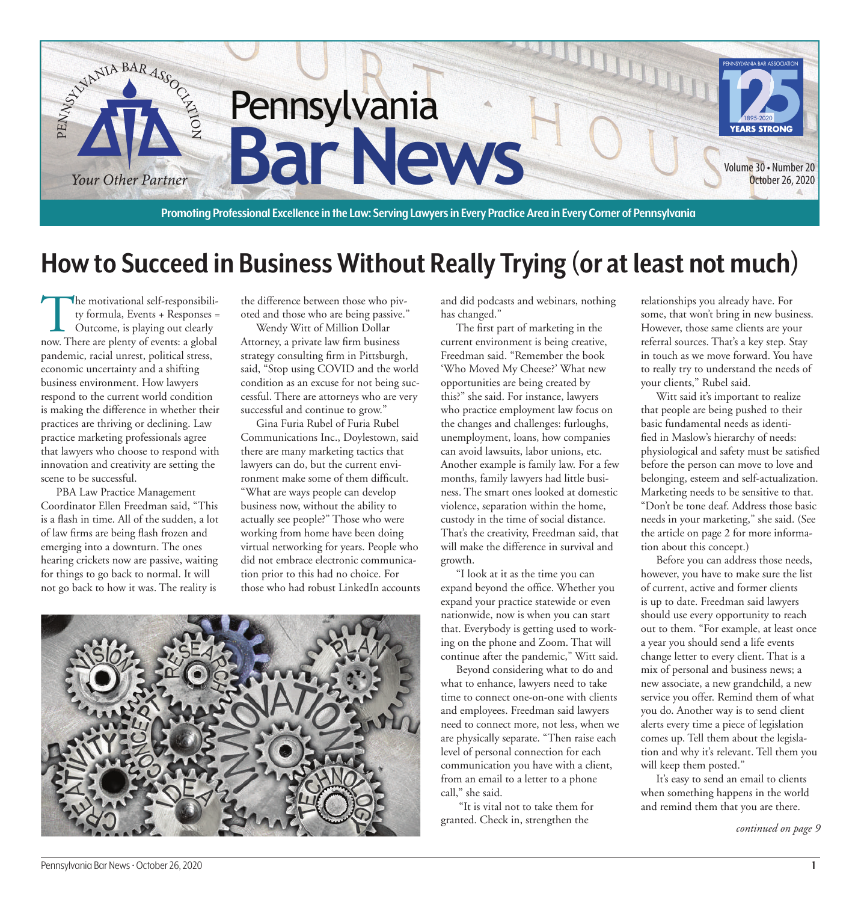# Pennsylvania Bar News

*Your Other Partner*

Volume 30 • Number 20
October 26, 2020

Promoting Professional Excellence in the Law: Serving Lawyers in Every Practice Area in Every Corner of Pennsylvania

## How to Succeed in Business Without Really Trying (or at least not much)

The motivational self-responsibility formula, Events + Responses = Outcome, is playing out clearly now. There are plenty of events: a global pandemic, racial unrest, political stress, economic uncertainty and a shifting business environment. How lawyers respond to the current world condition is making the difference in whether their practices are thriving or declining. Law practice marketing professionals agree that lawyers who choose to respond with innovation and creativity are setting the scene to be successful.

PBA Law Practice Management Coordinator Ellen Freedman said, "This is a flash in time. All of the sudden, a lot of law firms are being flash frozen and emerging into a downturn. The ones hearing crickets now are passive, waiting for things to go back to normal. It will not go back to how it was. The reality is the difference between those who pivoted and those who are being passive."

Wendy Witt of Million Dollar Attorney, a private law firm business strategy consulting firm in Pittsburgh, said, "Stop using COVID and the world condition as an excuse for not being successful. There are attorneys who are very successful and continue to grow."

Gina Furia Rubel of Furia Rubel Communications Inc., Doylestown, said there are many marketing tactics that lawyers can do, but the current environment make some of them difficult. "What are ways people can develop business now, without the ability to actually see people?" Those who were working from home have been doing virtual networking for years. People who did not embrace electronic communication prior to this had no choice. For those who had robust LinkedIn accounts and did podcasts and webinars, nothing has changed."

The first part of marketing in the current environment is being creative, Freedman said. "Remember the book 'Who Moved My Cheese?' What new opportunities are being created by this?" she said. For instance, lawyers who practice employment law focus on the changes and challenges: furloughs, unemployment, loans, how companies can avoid lawsuits, labor unions, etc. Another example is family law. For a few months, family lawyers had little business. The smart ones looked at domestic violence, separation within the home, custody in the time of social distance. That's the creativity, Freedman said, that will make the difference in survival and growth.

"I look at it as the time you can expand beyond the office. Whether you expand your practice statewide or even nationwide, now is when you can start that. Everybody is getting used to working on the phone and Zoom. That will continue after the pandemic," Witt said.

Beyond considering what to do and what to enhance, lawyers need to take time to connect one-on-one with clients and employees. Freedman said lawyers need to connect more, not less, when we are physically separate. "Then raise each level of personal connection for each communication you have with a client, from an email to a letter to a phone call," she said.

"It is vital not to take them for granted. Check in, strengthen the relationships you already have. For some, that won't bring in new business. However, those same clients are your referral sources. That's a key step. Stay in touch as we move forward. You have to really try to understand the needs of your clients," Rubel said.

Witt said it's important to realize that people are being pushed to their basic fundamental needs as identified in Maslow's hierarchy of needs: physiological and safety must be satisfied before the person can move to love and belonging, esteem and self-actualization. Marketing needs to be sensitive to that. "Don't be tone deaf. Address those basic needs in your marketing," she said. (See the article on page 2 for more information about this concept.)

Before you can address those needs, however, you have to make sure the list of current, active and former clients is up to date. Freedman said lawyers should use every opportunity to reach out to them. "For example, at least once a year you should send a life events change letter to every client. That is a mix of personal and business news; a new associate, a new grandchild, a new service you offer. Remind them of what you do. Another way is to send client alerts every time a piece of legislation comes up. Tell them about the legislation and why it's relevant. Tell them you will keep them posted."

It's easy to send an email to clients when something happens in the world and remind them that you are there.

*continued on page 9*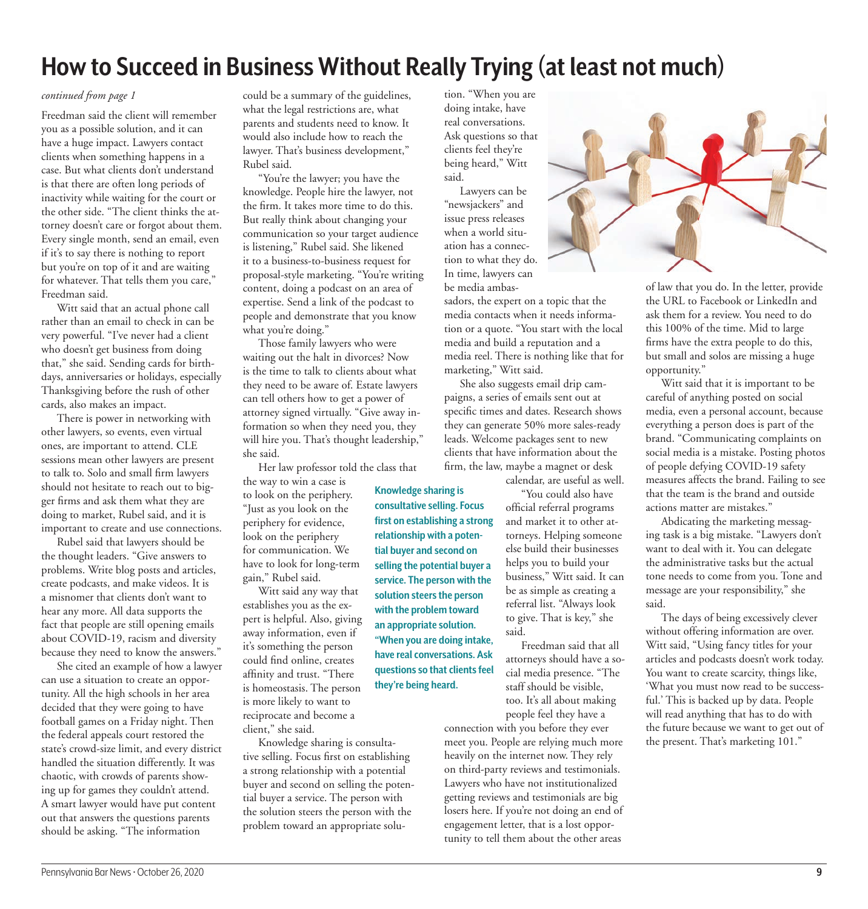# How to Succeed in Business Without Really Trying (at least not much)

*continued from page 1*

Freedman said the client will remember you as a possible solution, and it can have a huge impact. Lawyers contact clients when something happens in a case. But what clients don't understand is that there are often long periods of inactivity while waiting for the court or the other side. "The client thinks the attorney doesn't care or forgot about them. Every single month, send an email, even if it's to say there is nothing to report but you're on top of it and are waiting for whatever. That tells them you care," Freedman said.

Witt said that an actual phone call rather than an email to check in can be very powerful. "I've never had a client who doesn't get business from doing that," she said. Sending cards for birthdays, anniversaries or holidays, especially Thanksgiving before the rush of other cards, also makes an impact.

There is power in networking with other lawyers, so events, even virtual ones, are important to attend. CLE sessions mean other lawyers are present to talk to. Solo and small firm lawyers should not hesitate to reach out to bigger firms and ask them what they are doing to market, Rubel said, and it is important to create and use connections.

Rubel said that lawyers should be the thought leaders. "Give answers to problems. Write blog posts and articles, create podcasts, and make videos. It is a misnomer that clients don't want to hear any more. All data supports the fact that people are still opening emails about COVID-19, racism and diversity because they need to know the answers."

She cited an example of how a lawyer can use a situation to create an opportunity. All the high schools in her area decided that they were going to have football games on a Friday night. Then the federal appeals court restored the state's crowd-size limit, and every district handled the situation differently. It was chaotic, with crowds of parents showing up for games they couldn't attend. A smart lawyer would have put content out that answers the questions parents should be asking. "The information could be a summary of the guidelines, what the legal restrictions are, what parents and students need to know. It would also include how to reach the lawyer. That's business development," Rubel said.

"You're the lawyer; you have the knowledge. People hire the lawyer, not the firm. It takes more time to do this. But really think about changing your communication so your target audience is listening," Rubel said. She likened it to a business-to-business request for proposal-style marketing. "You're writing content, doing a podcast on an area of expertise. Send a link of the podcast to people and demonstrate that you know what you're doing."

Those family lawyers who were waiting out the halt in divorces? Now is the time to talk to clients about what they need to be aware of. Estate lawyers can tell others how to get a power of attorney signed virtually. "Give away information so when they need you, they will hire you. That's thought leadership," she said.

Her law professor told the class that the way to win a case is to look on the periphery. "Just as you look on the periphery for evidence, look on the periphery for communication. We have to look for long-term gain," Rubel said.

Witt said any way that establishes you as the expert is helpful. Also, giving away information, even if it's something the person could find online, creates affinity and trust. "There is homeostasis. The person is more likely to want to reciprocate and become a client," she said.

Knowledge sharing is consultative selling. Focus first on establishing a strong relationship with a potential buyer and second on selling the potential buyer a service. The person with the solution steers the person with the problem toward an appropriate solution. "When you are doing intake, have real conversations. Ask questions so that clients feel they're being heard," Witt said.

**Knowledge sharing is consultative selling. Focus first on establishing a strong relationship with a potential buyer and second on selling the potential buyer a service. The person with the solution steers the person with the problem toward an appropriate solution. "When you are doing intake, have real conversations. Ask questions so that clients feel they're being heard.**

Lawyers can be "newsjackers" and issue press releases when a world situation has a connection to what they do. In time, lawyers can be media ambassadors, the expert on a topic that the media contacts when it needs information or a quote. "You start with the local media and build a reputation and a media reel. There is nothing like that for marketing," Witt said.

She also suggests email drip campaigns, a series of emails sent out at specific times and dates. Research shows they can generate 50% more sales-ready leads. Welcome packages sent to new clients that have information about the firm, the law, maybe a magnet or desk calendar, are useful as well.

"You could also have official referral programs and market it to other attorneys. Helping someone else build their businesses helps you to build your business," Witt said. It can be as simple as creating a referral list. "Always look to give. That is key," she said.

Freedman said that all attorneys should have a social media presence. "The staff should be visible, too. It's all about making people feel they have a connection with you before they ever meet you. People are relying much more heavily on the internet now. They rely on third-party reviews and testimonials. Lawyers who have not institutionalized getting reviews and testimonials are big losers here. If you're not doing an end of engagement letter, that is a lost opportunity to tell them about the other areas of law that you do. In the letter, provide the URL to Facebook or LinkedIn and ask them for a review. You need to do this 100% of the time. Mid to large firms have the extra people to do this, but small and solos are missing a huge opportunity."

Witt said that it is important to be careful of anything posted on social media, even a personal account, because everything a person does is part of the brand. "Communicating complaints on social media is a mistake. Posting photos of people defying COVID-19 safety measures affects the brand. Failing to see that the team is the brand and outside actions matter are mistakes."

Abdicating the marketing messaging task is a big mistake. "Lawyers don't want to deal with it. You can delegate the administrative tasks but the actual tone needs to come from you. Tone and message are your responsibility," she said.

The days of being excessively clever without offering information are over. Witt said, "Using fancy titles for your articles and podcasts doesn't work today. You want to create scarcity, things like, 'What you must now read to be successful.' This is backed up by data. People will read anything that has to do with the future because we want to get out of the present. That's marketing 101."